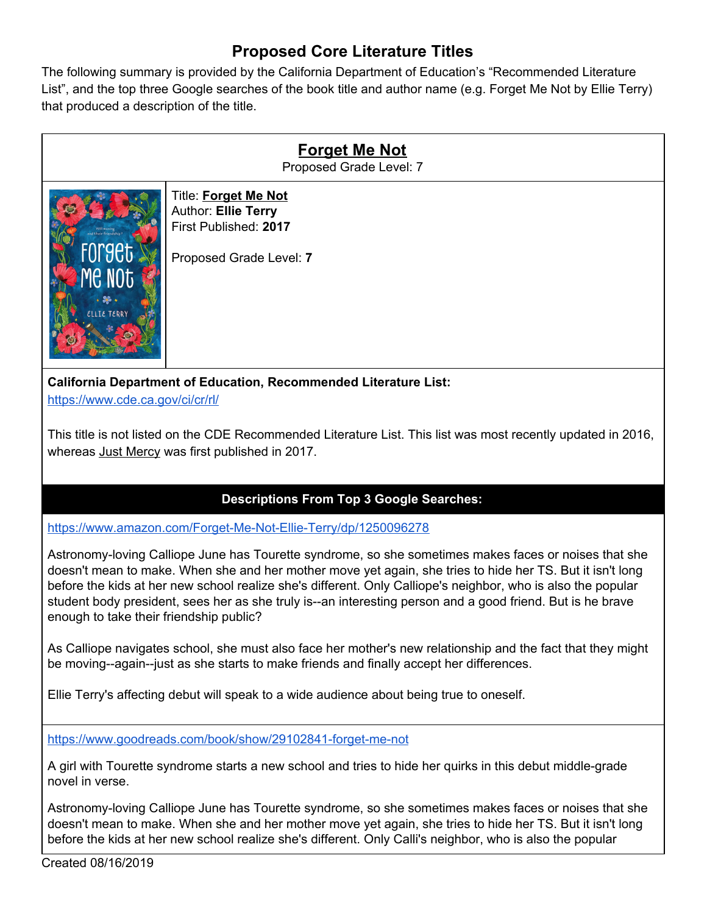# Proposed Core Literature Titles

The following summary is provided by the California Department of Education's "Recommended Literature List", and the top three Google searches of the book title and author name (e.g. Forget Me Not by Ellie Terry) that produced a description of the title.

## Forget Me Not

Proposed Grade Level: 7

Title: **Forget Me Not**
Author: **Ellie Terry**
First Published: **2017**

Proposed Grade Level: **7**

**California Department of Education, Recommended Literature List:**
https://www.cde.ca.gov/ci/cr/rl/

This title is not listed on the CDE Recommended Literature List. This list was most recently updated in 2016, whereas Just Mercy was first published in 2017.

### Descriptions From Top 3 Google Searches:

https://www.amazon.com/Forget-Me-Not-Ellie-Terry/dp/1250096278

Astronomy-loving Calliope June has Tourette syndrome, so she sometimes makes faces or noises that she doesn't mean to make. When she and her mother move yet again, she tries to hide her TS. But it isn't long before the kids at her new school realize she's different. Only Calliope's neighbor, who is also the popular student body president, sees her as she truly is--an interesting person and a good friend. But is he brave enough to take their friendship public?

As Calliope navigates school, she must also face her mother's new relationship and the fact that they might be moving--again--just as she starts to make friends and finally accept her differences.

Ellie Terry's affecting debut will speak to a wide audience about being true to oneself.

https://www.goodreads.com/book/show/29102841-forget-me-not

A girl with Tourette syndrome starts a new school and tries to hide her quirks in this debut middle-grade novel in verse.

Astronomy-loving Calliope June has Tourette syndrome, so she sometimes makes faces or noises that she doesn't mean to make. When she and her mother move yet again, she tries to hide her TS. But it isn't long before the kids at her new school realize she's different. Only Calli's neighbor, who is also the popular

Created 08/16/2019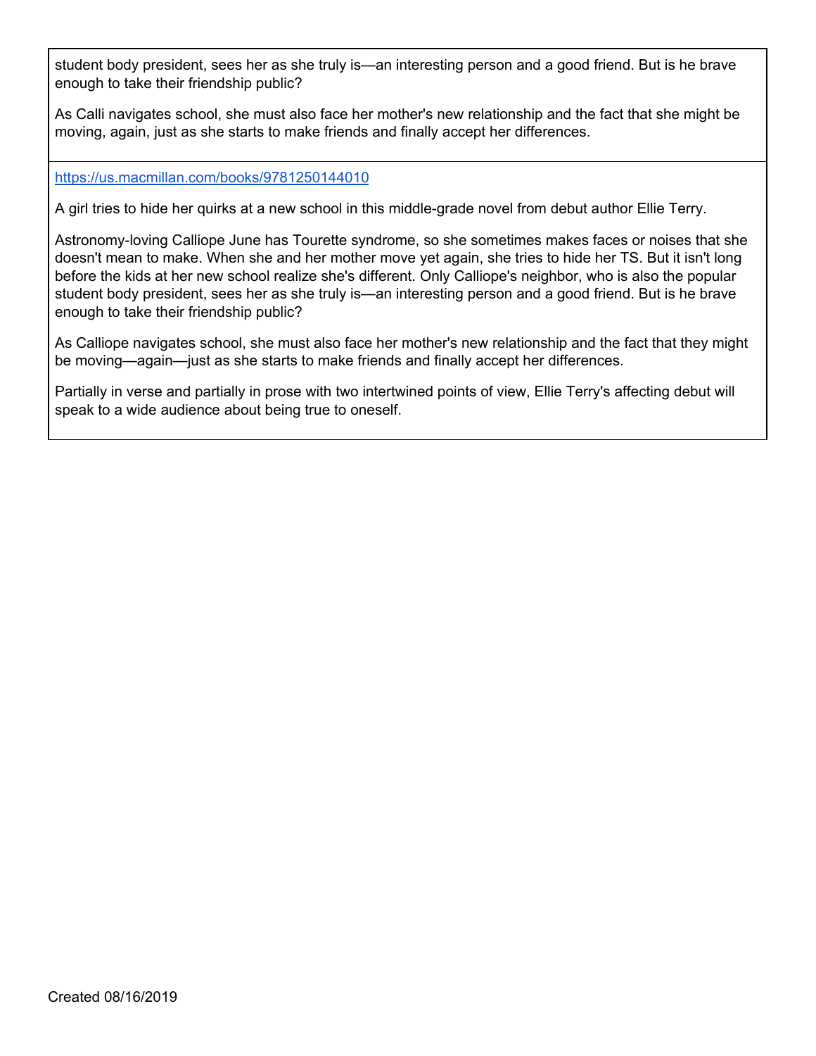student body president, sees her as she truly is—an interesting person and a good friend. But is he brave enough to take their friendship public?

As Calli navigates school, she must also face her mother's new relationship and the fact that she might be moving, again, just as she starts to make friends and finally accept her differences.

https://us.macmillan.com/books/9781250144010

A girl tries to hide her quirks at a new school in this middle-grade novel from debut author Ellie Terry.

Astronomy-loving Calliope June has Tourette syndrome, so she sometimes makes faces or noises that she doesn't mean to make. When she and her mother move yet again, she tries to hide her TS. But it isn't long before the kids at her new school realize she's different. Only Calliope's neighbor, who is also the popular student body president, sees her as she truly is—an interesting person and a good friend. But is he brave enough to take their friendship public?

As Calliope navigates school, she must also face her mother's new relationship and the fact that they might be moving—again—just as she starts to make friends and finally accept her differences.

Partially in verse and partially in prose with two intertwined points of view, Ellie Terry's affecting debut will speak to a wide audience about being true to oneself.

Created 08/16/2019